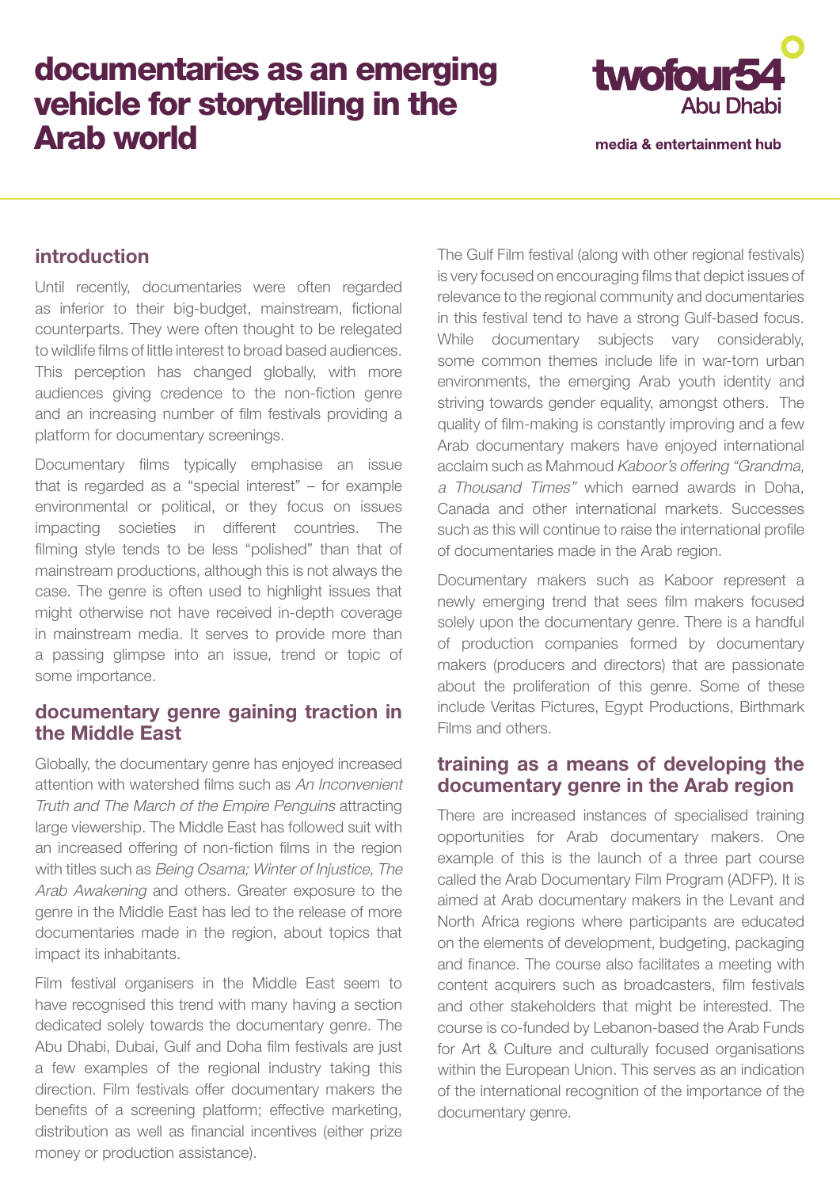# documentaries as an emerging vehicle for storytelling in the Arab world

twofour54 Abu Dhabi

media & entertainment hub

## introduction

Until recently, documentaries were often regarded as inferior to their big-budget, mainstream, fictional counterparts. They were often thought to be relegated to wildlife films of little interest to broad based audiences. This perception has changed globally, with more audiences giving credence to the non-fiction genre and an increasing number of film festivals providing a platform for documentary screenings.

Documentary films typically emphasise an issue that is regarded as a "special interest" – for example environmental or political, or they focus on issues impacting societies in different countries. The filming style tends to be less "polished" than that of mainstream productions, although this is not always the case. The genre is often used to highlight issues that might otherwise not have received in-depth coverage in mainstream media. It serves to provide more than a passing glimpse into an issue, trend or topic of some importance.

## documentary genre gaining traction in the Middle East

Globally, the documentary genre has enjoyed increased attention with watershed films such as *An Inconvenient Truth and The March of the Empire Penguins* attracting large viewership. The Middle East has followed suit with an increased offering of non-fiction films in the region with titles such as *Being Osama; Winter of Injustice, The Arab Awakening* and others. Greater exposure to the genre in the Middle East has led to the release of more documentaries made in the region, about topics that impact its inhabitants.

Film festival organisers in the Middle East seem to have recognised this trend with many having a section dedicated solely towards the documentary genre. The Abu Dhabi, Dubai, Gulf and Doha film festivals are just a few examples of the regional industry taking this direction. Film festivals offer documentary makers the benefits of a screening platform; effective marketing, distribution as well as financial incentives (either prize money or production assistance).

The Gulf Film festival (along with other regional festivals) is very focused on encouraging films that depict issues of relevance to the regional community and documentaries in this festival tend to have a strong Gulf-based focus. While documentary subjects vary considerably, some common themes include life in war-torn urban environments, the emerging Arab youth identity and striving towards gender equality, amongst others. The quality of film-making is constantly improving and a few Arab documentary makers have enjoyed international acclaim such as Mahmoud *Kaboor's offering "Grandma, a Thousand Times"* which earned awards in Doha, Canada and other international markets. Successes such as this will continue to raise the international profile of documentaries made in the Arab region.

Documentary makers such as Kaboor represent a newly emerging trend that sees film makers focused solely upon the documentary genre. There is a handful of production companies formed by documentary makers (producers and directors) that are passionate about the proliferation of this genre. Some of these include Veritas Pictures, Egypt Productions, Birthmark Films and others.

## training as a means of developing the documentary genre in the Arab region

There are increased instances of specialised training opportunities for Arab documentary makers. One example of this is the launch of a three part course called the Arab Documentary Film Program (ADFP). It is aimed at Arab documentary makers in the Levant and North Africa regions where participants are educated on the elements of development, budgeting, packaging and finance. The course also facilitates a meeting with content acquirers such as broadcasters, film festivals and other stakeholders that might be interested. The course is co-funded by Lebanon-based the Arab Funds for Art & Culture and culturally focused organisations within the European Union. This serves as an indication of the international recognition of the importance of the documentary genre.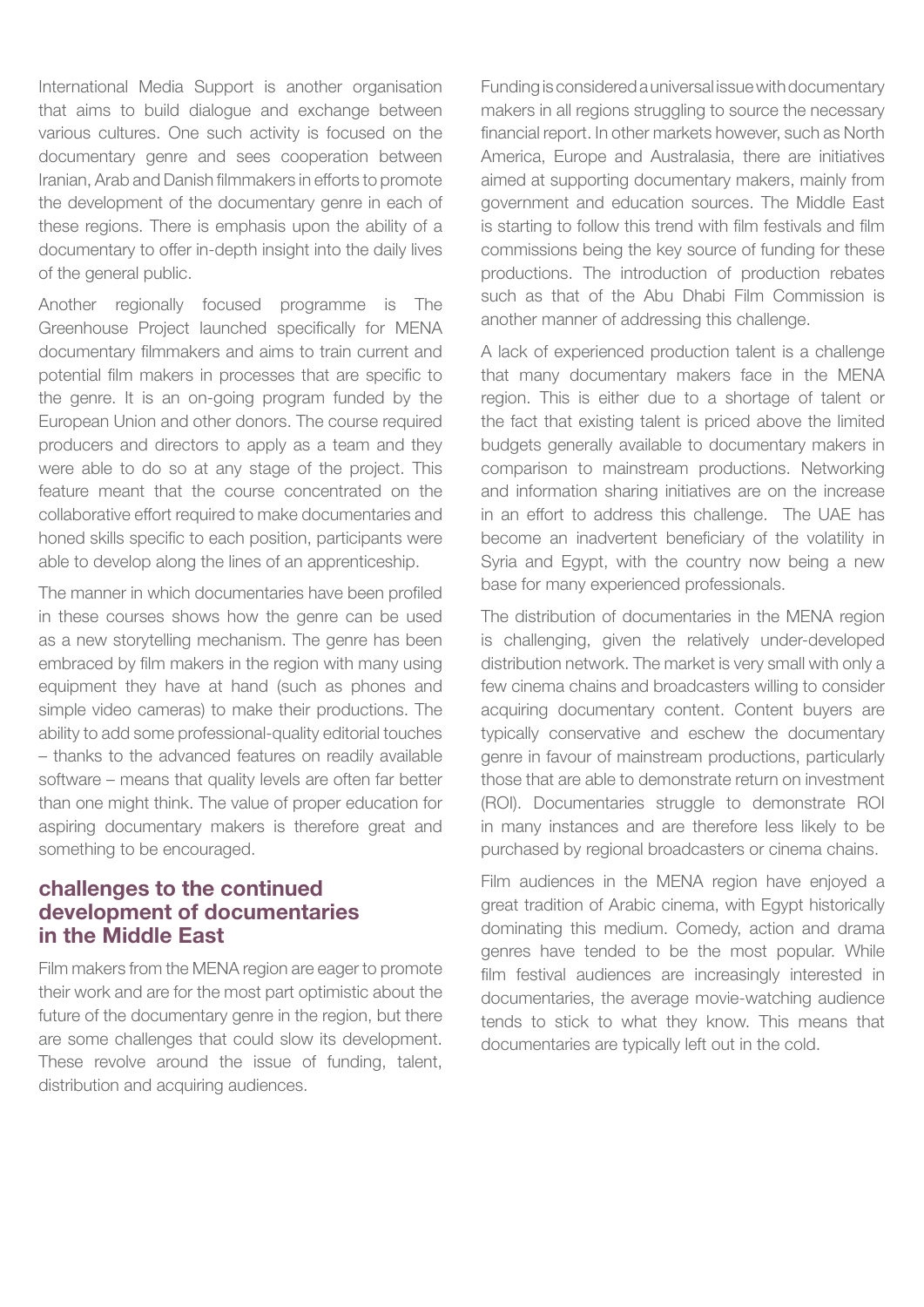International Media Support is another organisation that aims to build dialogue and exchange between various cultures. One such activity is focused on the documentary genre and sees cooperation between Iranian, Arab and Danish filmmakers in efforts to promote the development of the documentary genre in each of these regions. There is emphasis upon the ability of a documentary to offer in-depth insight into the daily lives of the general public.

Another regionally focused programme is The Greenhouse Project launched specifically for MENA documentary filmmakers and aims to train current and potential film makers in processes that are specific to the genre. It is an on-going program funded by the European Union and other donors. The course required producers and directors to apply as a team and they were able to do so at any stage of the project. This feature meant that the course concentrated on the collaborative effort required to make documentaries and honed skills specific to each position, participants were able to develop along the lines of an apprenticeship.

The manner in which documentaries have been profiled in these courses shows how the genre can be used as a new storytelling mechanism. The genre has been embraced by film makers in the region with many using equipment they have at hand (such as phones and simple video cameras) to make their productions. The ability to add some professional-quality editorial touches – thanks to the advanced features on readily available software – means that quality levels are often far better than one might think. The value of proper education for aspiring documentary makers is therefore great and something to be encouraged.

## challenges to the continued development of documentaries in the Middle East

Film makers from the MENA region are eager to promote their work and are for the most part optimistic about the future of the documentary genre in the region, but there are some challenges that could slow its development. These revolve around the issue of funding, talent, distribution and acquiring audiences.

Funding is considered a universal issue with documentary makers in all regions struggling to source the necessary financial report. In other markets however, such as North America, Europe and Australasia, there are initiatives aimed at supporting documentary makers, mainly from government and education sources. The Middle East is starting to follow this trend with film festivals and film commissions being the key source of funding for these productions. The introduction of production rebates such as that of the Abu Dhabi Film Commission is another manner of addressing this challenge.

A lack of experienced production talent is a challenge that many documentary makers face in the MENA region. This is either due to a shortage of talent or the fact that existing talent is priced above the limited budgets generally available to documentary makers in comparison to mainstream productions. Networking and information sharing initiatives are on the increase in an effort to address this challenge. The UAE has become an inadvertent beneficiary of the volatility in Syria and Egypt, with the country now being a new base for many experienced professionals.

The distribution of documentaries in the MENA region is challenging, given the relatively under-developed distribution network. The market is very small with only a few cinema chains and broadcasters willing to consider acquiring documentary content. Content buyers are typically conservative and eschew the documentary genre in favour of mainstream productions, particularly those that are able to demonstrate return on investment (ROI). Documentaries struggle to demonstrate ROI in many instances and are therefore less likely to be purchased by regional broadcasters or cinema chains.

Film audiences in the MENA region have enjoyed a great tradition of Arabic cinema, with Egypt historically dominating this medium. Comedy, action and drama genres have tended to be the most popular. While film festival audiences are increasingly interested in documentaries, the average movie-watching audience tends to stick to what they know. This means that documentaries are typically left out in the cold.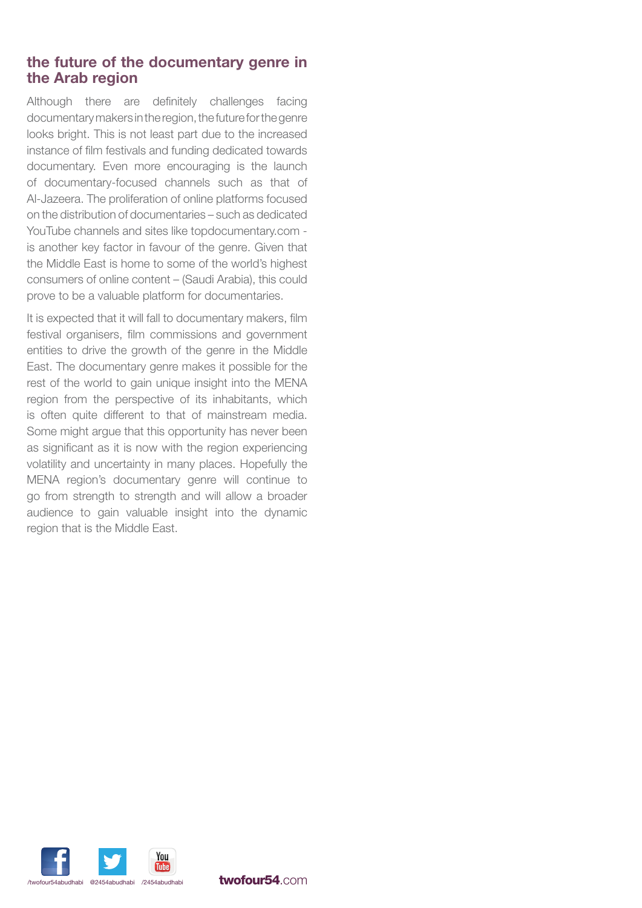## the future of the documentary genre in the Arab region

Although there are definitely challenges facing documentary makers in the region, the future for the genre looks bright. This is not least part due to the increased instance of film festivals and funding dedicated towards documentary. Even more encouraging is the launch of documentary-focused channels such as that of Al-Jazeera. The proliferation of online platforms focused on the distribution of documentaries – such as dedicated YouTube channels and sites like topdocumentary.com - is another key factor in favour of the genre. Given that the Middle East is home to some of the world's highest consumers of online content – (Saudi Arabia), this could prove to be a valuable platform for documentaries.

It is expected that it will fall to documentary makers, film festival organisers, film commissions and government entities to drive the growth of the genre in the Middle East. The documentary genre makes it possible for the rest of the world to gain unique insight into the MENA region from the perspective of its inhabitants, which is often quite different to that of mainstream media. Some might argue that this opportunity has never been as significant as it is now with the region experiencing volatility and uncertainty in many places. Hopefully the MENA region's documentary genre will continue to go from strength to strength and will allow a broader audience to gain valuable insight into the dynamic region that is the Middle East.

/twofour54abudhabi @2454abudhabi /2454abudhabi

**twofour54**.com